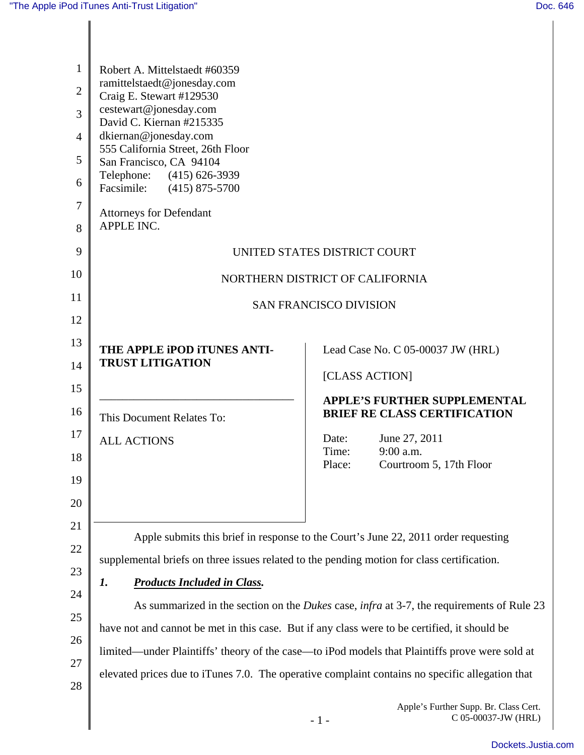Robert A. Mittelstaedt #60359
ramittelstaedt@jonesday.com
Craig E. Stewart #129530
cestewart@jonesday.com
David C. Kiernan #215335
dkiernan@jonesday.com
555 California Street, 26th Floor
San Francisco, CA 94104
Telephone: (415) 626-3939
Facsimile: (415) 875-5700

Attorneys for Defendant
APPLE INC.

UNITED STATES DISTRICT COURT

NORTHERN DISTRICT OF CALIFORNIA

SAN FRANCISCO DIVISION

**THE APPLE iPOD iTUNES ANTI-TRUST LITIGATION**

This Document Relates To:

ALL ACTIONS

Lead Case No. C 05-00037 JW (HRL)

[CLASS ACTION]

**APPLE'S FURTHER SUPPLEMENTAL BRIEF RE CLASS CERTIFICATION**

Date: June 27, 2011
Time: 9:00 a.m.
Place: Courtroom 5, 17th Floor

Apple submits this brief in response to the Court's June 22, 2011 order requesting supplemental briefs on three issues related to the pending motion for class certification.

***1. Products Included in Class.***

As summarized in the section on the *Dukes* case, *infra* at 3-7, the requirements of Rule 23 have not and cannot be met in this case. But if any class were to be certified, it should be limited—under Plaintiffs' theory of the case—to iPod models that Plaintiffs prove were sold at elevated prices due to iTunes 7.0. The operative complaint contains no specific allegation that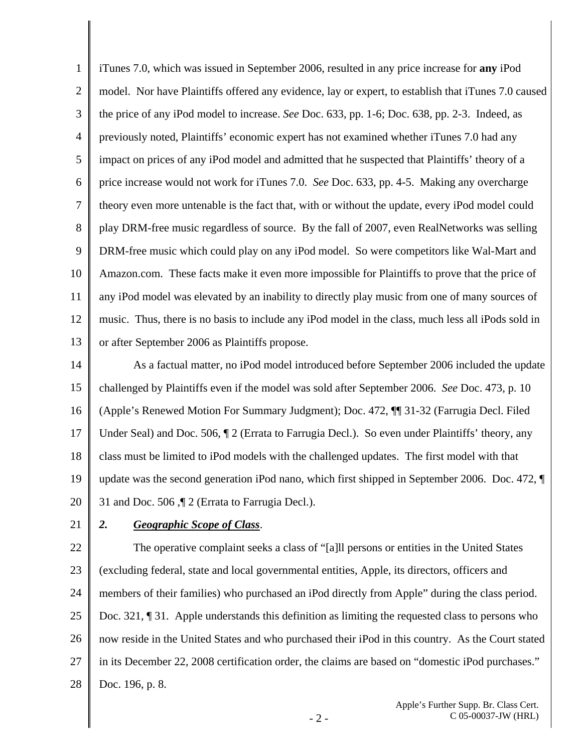iTunes 7.0, which was issued in September 2006, resulted in any price increase for **any** iPod model. Nor have Plaintiffs offered any evidence, lay or expert, to establish that iTunes 7.0 caused the price of any iPod model to increase. *See* Doc. 633, pp. 1-6; Doc. 638, pp. 2-3. Indeed, as previously noted, Plaintiffs' economic expert has not examined whether iTunes 7.0 had any impact on prices of any iPod model and admitted that he suspected that Plaintiffs' theory of a price increase would not work for iTunes 7.0. *See* Doc. 633, pp. 4-5. Making any overcharge theory even more untenable is the fact that, with or without the update, every iPod model could play DRM-free music regardless of source. By the fall of 2007, even RealNetworks was selling DRM-free music which could play on any iPod model. So were competitors like Wal-Mart and Amazon.com. These facts make it even more impossible for Plaintiffs to prove that the price of any iPod model was elevated by an inability to directly play music from one of many sources of music. Thus, there is no basis to include any iPod model in the class, much less all iPods sold in or after September 2006 as Plaintiffs propose.

As a factual matter, no iPod model introduced before September 2006 included the update challenged by Plaintiffs even if the model was sold after September 2006. *See* Doc. 473, p. 10 (Apple's Renewed Motion For Summary Judgment); Doc. 472, ¶¶ 31-32 (Farrugia Decl. Filed Under Seal) and Doc. 506, ¶ 2 (Errata to Farrugia Decl.). So even under Plaintiffs' theory, any class must be limited to iPod models with the challenged updates. The first model with that update was the second generation iPod nano, which first shipped in September 2006. Doc. 472, ¶ 31 and Doc. 506 ,¶ 2 (Errata to Farrugia Decl.).

### *2. Geographic Scope of Class*.

The operative complaint seeks a class of "[a]ll persons or entities in the United States (excluding federal, state and local governmental entities, Apple, its directors, officers and members of their families) who purchased an iPod directly from Apple" during the class period. Doc. 321, ¶ 31. Apple understands this definition as limiting the requested class to persons who now reside in the United States and who purchased their iPod in this country. As the Court stated in its December 22, 2008 certification order, the claims are based on "domestic iPod purchases." Doc. 196, p. 8.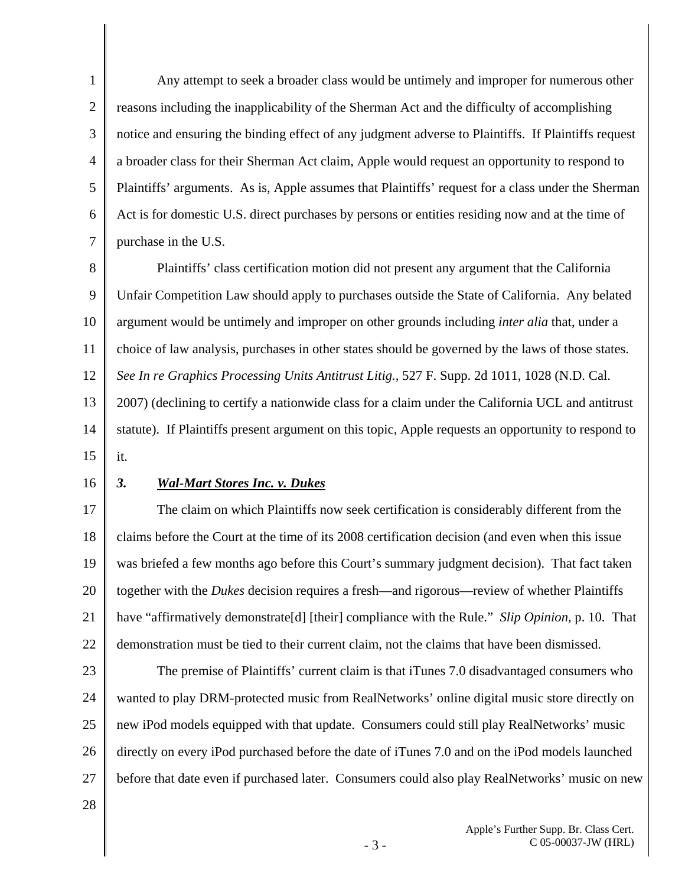Any attempt to seek a broader class would be untimely and improper for numerous other reasons including the inapplicability of the Sherman Act and the difficulty of accomplishing notice and ensuring the binding effect of any judgment adverse to Plaintiffs. If Plaintiffs request a broader class for their Sherman Act claim, Apple would request an opportunity to respond to Plaintiffs' arguments. As is, Apple assumes that Plaintiffs' request for a class under the Sherman Act is for domestic U.S. direct purchases by persons or entities residing now and at the time of purchase in the U.S.

Plaintiffs' class certification motion did not present any argument that the California Unfair Competition Law should apply to purchases outside the State of California. Any belated argument would be untimely and improper on other grounds including *inter alia* that, under a choice of law analysis, purchases in other states should be governed by the laws of those states. *See In re Graphics Processing Units Antitrust Litig.*, 527 F. Supp. 2d 1011, 1028 (N.D. Cal. 2007) (declining to certify a nationwide class for a claim under the California UCL and antitrust statute). If Plaintiffs present argument on this topic, Apple requests an opportunity to respond to it.

### *3. Wal-Mart Stores Inc. v. Dukes*

The claim on which Plaintiffs now seek certification is considerably different from the claims before the Court at the time of its 2008 certification decision (and even when this issue was briefed a few months ago before this Court's summary judgment decision). That fact taken together with the *Dukes* decision requires a fresh—and rigorous—review of whether Plaintiffs have "affirmatively demonstrate[d] [their] compliance with the Rule." *Slip Opinion*, p. 10. That demonstration must be tied to their current claim, not the claims that have been dismissed.

The premise of Plaintiffs' current claim is that iTunes 7.0 disadvantaged consumers who wanted to play DRM-protected music from RealNetworks' online digital music store directly on new iPod models equipped with that update. Consumers could still play RealNetworks' music directly on every iPod purchased before the date of iTunes 7.0 and on the iPod models launched before that date even if purchased later. Consumers could also play RealNetworks' music on new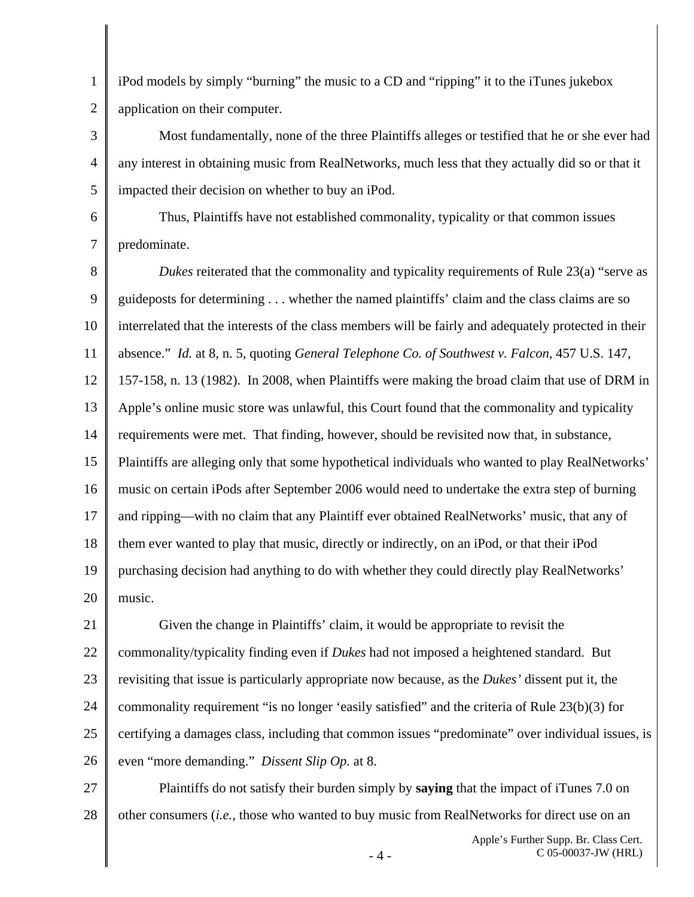iPod models by simply "burning" the music to a CD and "ripping" it to the iTunes jukebox application on their computer.

Most fundamentally, none of the three Plaintiffs alleges or testified that he or she ever had any interest in obtaining music from RealNetworks, much less that they actually did so or that it impacted their decision on whether to buy an iPod.

Thus, Plaintiffs have not established commonality, typicality or that common issues predominate.

*Dukes* reiterated that the commonality and typicality requirements of Rule 23(a) "serve as guideposts for determining . . . whether the named plaintiffs' claim and the class claims are so interrelated that the interests of the class members will be fairly and adequately protected in their absence." *Id.* at 8, n. 5, quoting *General Telephone Co. of Southwest v. Falcon*, 457 U.S. 147, 157-158, n. 13 (1982). In 2008, when Plaintiffs were making the broad claim that use of DRM in Apple's online music store was unlawful, this Court found that the commonality and typicality requirements were met. That finding, however, should be revisited now that, in substance, Plaintiffs are alleging only that some hypothetical individuals who wanted to play RealNetworks' music on certain iPods after September 2006 would need to undertake the extra step of burning and ripping—with no claim that any Plaintiff ever obtained RealNetworks' music, that any of them ever wanted to play that music, directly or indirectly, on an iPod, or that their iPod purchasing decision had anything to do with whether they could directly play RealNetworks' music.

Given the change in Plaintiffs' claim, it would be appropriate to revisit the commonality/typicality finding even if *Dukes* had not imposed a heightened standard. But revisiting that issue is particularly appropriate now because, as the *Dukes'* dissent put it, the commonality requirement "is no longer 'easily satisfied" and the criteria of Rule 23(b)(3) for certifying a damages class, including that common issues "predominate" over individual issues, is even "more demanding." *Dissent Slip Op.* at 8.

Plaintiffs do not satisfy their burden simply by **saying** that the impact of iTunes 7.0 on other consumers (*i.e.*, those who wanted to buy music from RealNetworks for direct use on an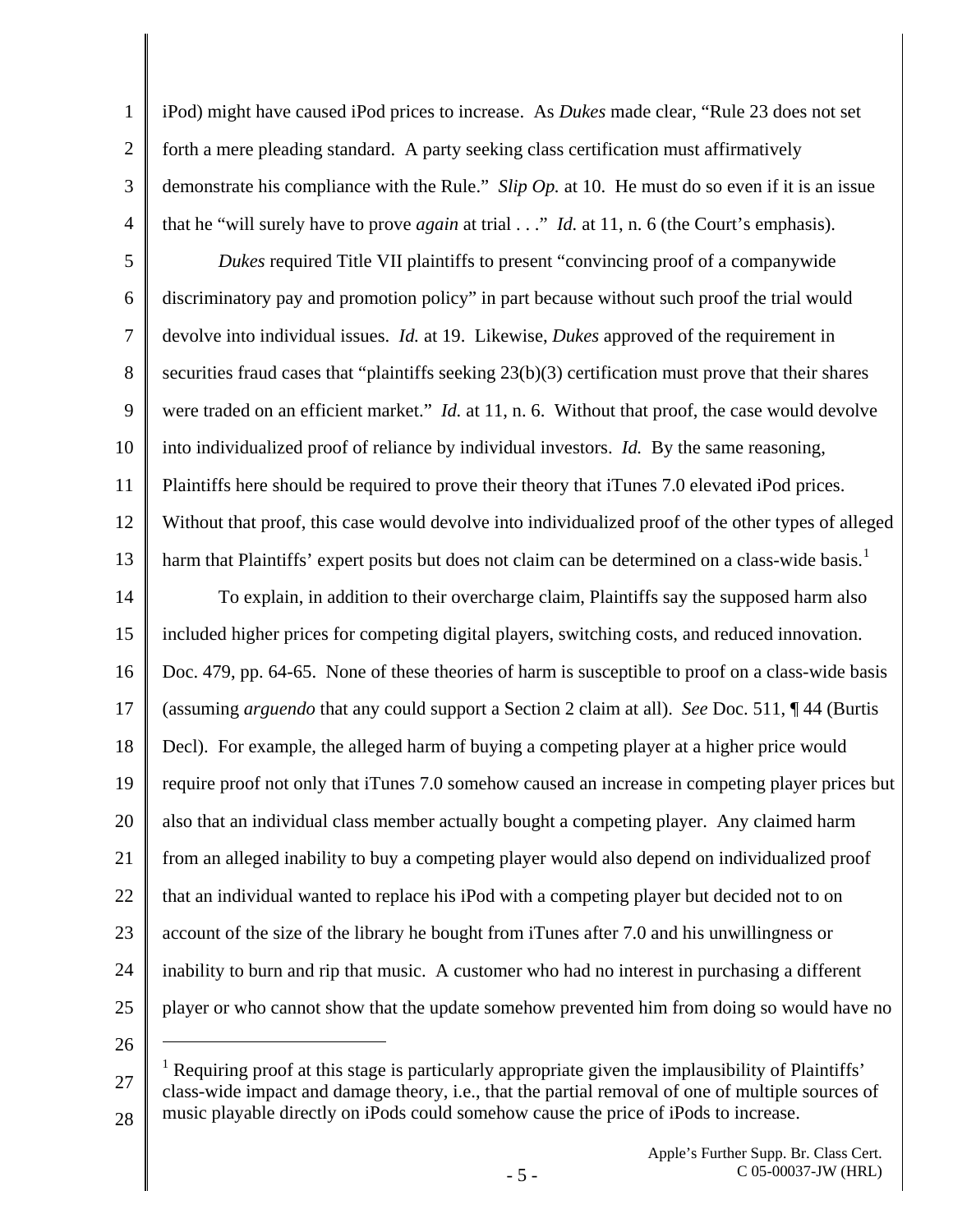iPod) might have caused iPod prices to increase. As *Dukes* made clear, "Rule 23 does not set forth a mere pleading standard. A party seeking class certification must affirmatively demonstrate his compliance with the Rule." *Slip Op.* at 10. He must do so even if it is an issue that he "will surely have to prove *again* at trial . . ." *Id.* at 11, n. 6 (the Court's emphasis).

*Dukes* required Title VII plaintiffs to present "convincing proof of a companywide discriminatory pay and promotion policy" in part because without such proof the trial would devolve into individual issues. *Id.* at 19. Likewise, *Dukes* approved of the requirement in securities fraud cases that "plaintiffs seeking 23(b)(3) certification must prove that their shares were traded on an efficient market." *Id.* at 11, n. 6. Without that proof, the case would devolve into individualized proof of reliance by individual investors. *Id.* By the same reasoning, Plaintiffs here should be required to prove their theory that iTunes 7.0 elevated iPod prices. Without that proof, this case would devolve into individualized proof of the other types of alleged harm that Plaintiffs' expert posits but does not claim can be determined on a class-wide basis.[1]

To explain, in addition to their overcharge claim, Plaintiffs say the supposed harm also included higher prices for competing digital players, switching costs, and reduced innovation. Doc. 479, pp. 64-65. None of these theories of harm is susceptible to proof on a class-wide basis (assuming *arguendo* that any could support a Section 2 claim at all). *See* Doc. 511, ¶ 44 (Burtis Decl). For example, the alleged harm of buying a competing player at a higher price would require proof not only that iTunes 7.0 somehow caused an increase in competing player prices but also that an individual class member actually bought a competing player. Any claimed harm from an alleged inability to buy a competing player would also depend on individualized proof that an individual wanted to replace his iPod with a competing player but decided not to on account of the size of the library he bought from iTunes after 7.0 and his unwillingness or inability to burn and rip that music. A customer who had no interest in purchasing a different player or who cannot show that the update somehow prevented him from doing so would have no

---

[1] Requiring proof at this stage is particularly appropriate given the implausibility of Plaintiffs' class-wide impact and damage theory, i.e., that the partial removal of one of multiple sources of music playable directly on iPods could somehow cause the price of iPods to increase.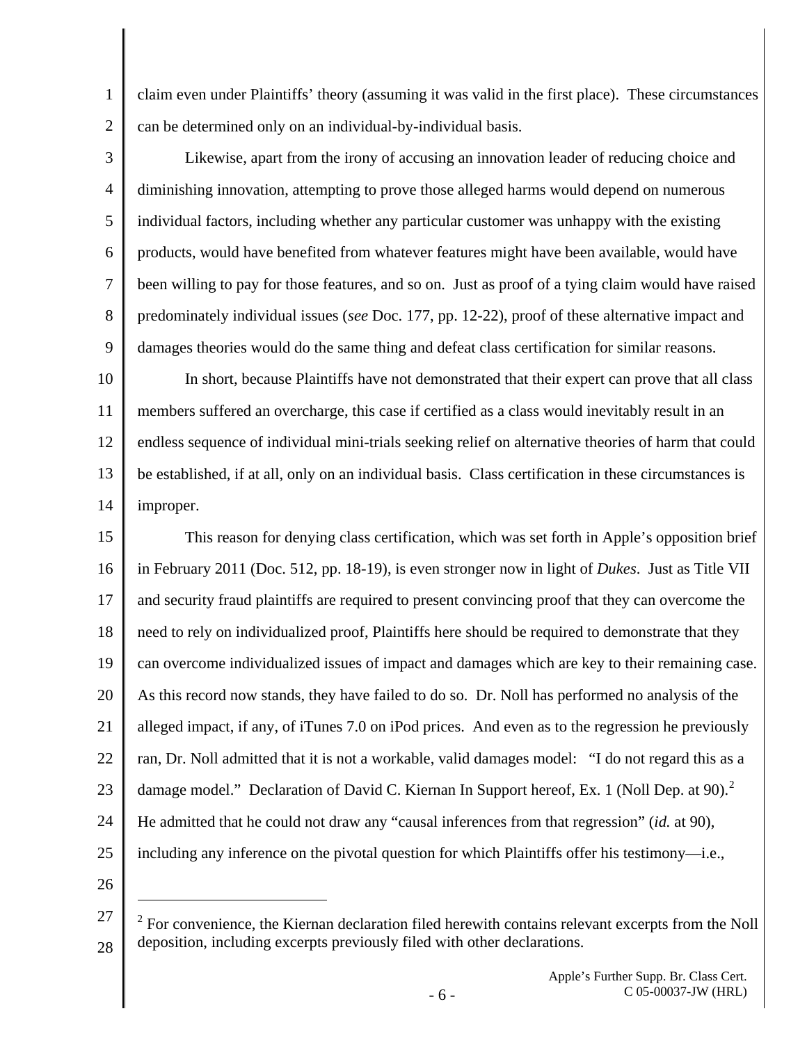claim even under Plaintiffs' theory (assuming it was valid in the first place). These circumstances can be determined only on an individual-by-individual basis.

Likewise, apart from the irony of accusing an innovation leader of reducing choice and diminishing innovation, attempting to prove those alleged harms would depend on numerous individual factors, including whether any particular customer was unhappy with the existing products, would have benefited from whatever features might have been available, would have been willing to pay for those features, and so on. Just as proof of a tying claim would have raised predominately individual issues (*see* Doc. 177, pp. 12-22), proof of these alternative impact and damages theories would do the same thing and defeat class certification for similar reasons.

In short, because Plaintiffs have not demonstrated that their expert can prove that all class members suffered an overcharge, this case if certified as a class would inevitably result in an endless sequence of individual mini-trials seeking relief on alternative theories of harm that could be established, if at all, only on an individual basis. Class certification in these circumstances is improper.

This reason for denying class certification, which was set forth in Apple's opposition brief in February 2011 (Doc. 512, pp. 18-19), is even stronger now in light of *Dukes*. Just as Title VII and security fraud plaintiffs are required to present convincing proof that they can overcome the need to rely on individualized proof, Plaintiffs here should be required to demonstrate that they can overcome individualized issues of impact and damages which are key to their remaining case. As this record now stands, they have failed to do so. Dr. Noll has performed no analysis of the alleged impact, if any, of iTunes 7.0 on iPod prices. And even as to the regression he previously ran, Dr. Noll admitted that it is not a workable, valid damages model: "I do not regard this as a damage model." Declaration of David C. Kiernan In Support hereof, Ex. 1 (Noll Dep. at 90).[2] He admitted that he could not draw any "causal inferences from that regression" (*id.* at 90), including any inference on the pivotal question for which Plaintiffs offer his testimony—i.e.,

---

[2] For convenience, the Kiernan declaration filed herewith contains relevant excerpts from the Noll deposition, including excerpts previously filed with other declarations.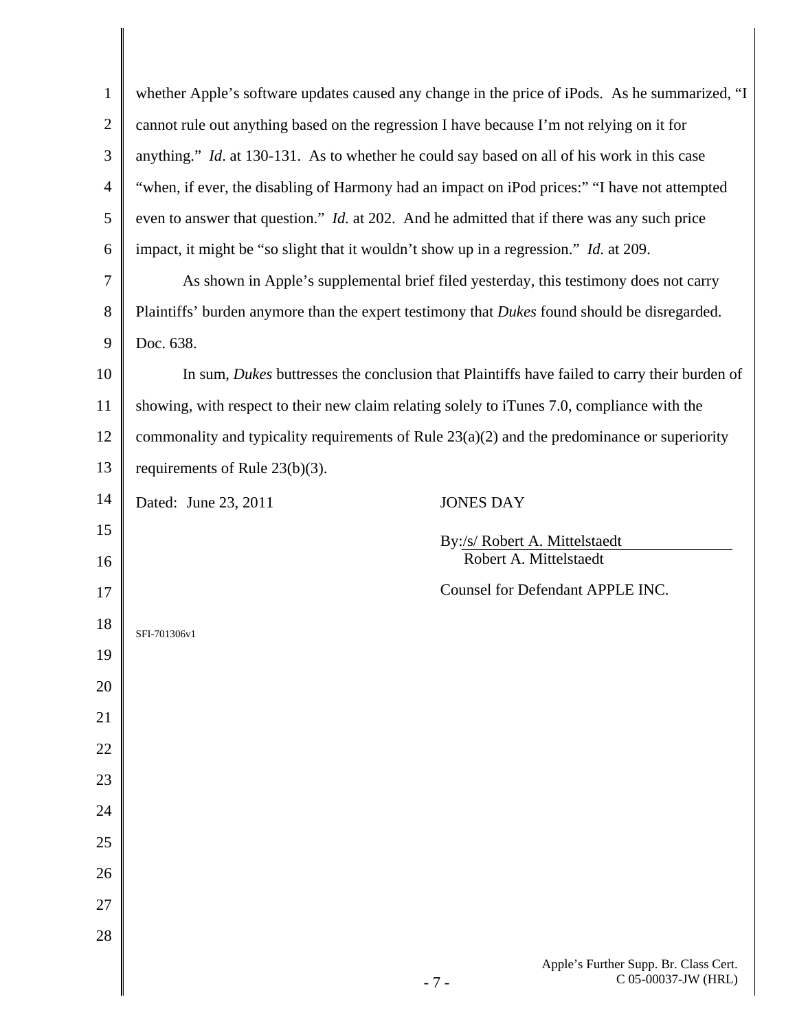whether Apple's software updates caused any change in the price of iPods. As he summarized, "I cannot rule out anything based on the regression I have because I'm not relying on it for anything." *Id*. at 130-131. As to whether he could say based on all of his work in this case "when, if ever, the disabling of Harmony had an impact on iPod prices:" "I have not attempted even to answer that question." *Id.* at 202. And he admitted that if there was any such price impact, it might be "so slight that it wouldn't show up in a regression." *Id.* at 209.

As shown in Apple's supplemental brief filed yesterday, this testimony does not carry Plaintiffs' burden anymore than the expert testimony that *Dukes* found should be disregarded. Doc. 638.

In sum, *Dukes* buttresses the conclusion that Plaintiffs have failed to carry their burden of showing, with respect to their new claim relating solely to iTunes 7.0, compliance with the commonality and typicality requirements of Rule 23(a)(2) and the predominance or superiority requirements of Rule 23(b)(3).

Dated: June 23, 2011

JONES DAY

By:/s/ Robert A. Mittelstaedt
Robert A. Mittelstaedt

Counsel for Defendant APPLE INC.

SFI-701306v1